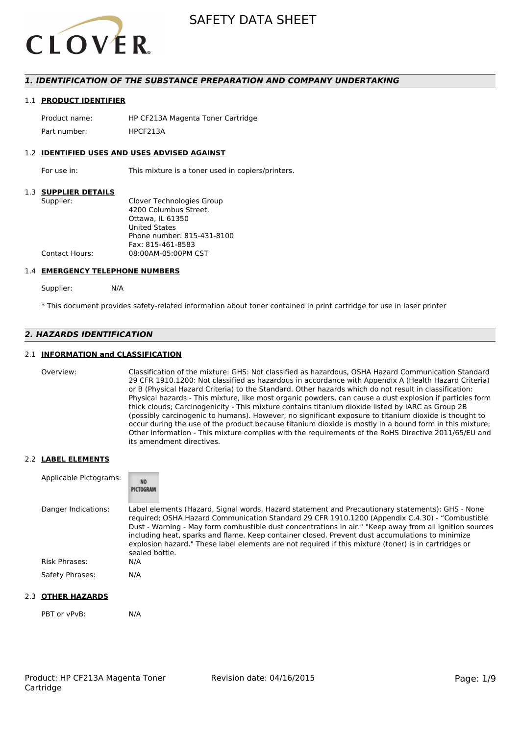# SAFETY DATA SHEET

## 1. IDENTIFICATION OF THE SUBSTANCE PREPARATION AND COMPANY UNDERTAKING

### 1.1 PRODUCT IDENTIFIER

Product name: HP CF213A Magenta Toner Cartridge

Part number: HPCF213A

### 1.2 IDENTIFIED USES AND USES ADVISED AGAINST

For use in: This mixture is a toner used in copiers/printers.

### 1.3 SUPPLIER DETAILS

Supplier: Clover Technologies Group
4200 Columbus Street.
Ottawa, IL 61350
United States
Phone number: 815-431-8100
Fax: 815-461-8583

Contact Hours: 08:00AM-05:00PM CST

### 1.4 EMERGENCY TELEPHONE NUMBERS

Supplier: N/A

* This document provides safety-related information about toner contained in print cartridge for use in laser printer

## 2. HAZARDS IDENTIFICATION

### 2.1 INFORMATION and CLASSIFICATION

Overview: Classification of the mixture: GHS: Not classified as hazardous, OSHA Hazard Communication Standard 29 CFR 1910.1200: Not classified as hazardous in accordance with Appendix A (Health Hazard Criteria) or B (Physical Hazard Criteria) to the Standard. Other hazards which do not result in classification: Physical hazards - This mixture, like most organic powders, can cause a dust explosion if particles form thick clouds; Carcinogenicity - This mixture contains titanium dioxide listed by IARC as Group 2B (possibly carcinogenic to humans). However, no significant exposure to titanium dioxide is thought to occur during the use of the product because titanium dioxide is mostly in a bound form in this mixture; Other information - This mixture complies with the requirements of the RoHS Directive 2011/65/EU and its amendment directives.

### 2.2 LABEL ELEMENTS

Applicable Pictograms: NO PICTOGRAM

Danger Indications: Label elements (Hazard, Signal words, Hazard statement and Precautionary statements): GHS - None required; OSHA Hazard Communication Standard 29 CFR 1910.1200 (Appendix C.4.30) - “Combustible Dust - Warning - May form combustible dust concentrations in air." "Keep away from all ignition sources including heat, sparks and flame. Keep container closed. Prevent dust accumulations to minimize explosion hazard." These label elements are not required if this mixture (toner) is in cartridges or sealed bottle.

Risk Phrases: N/A

Safety Phrases: N/A

### 2.3 OTHER HAZARDS

PBT or vPvB: N/A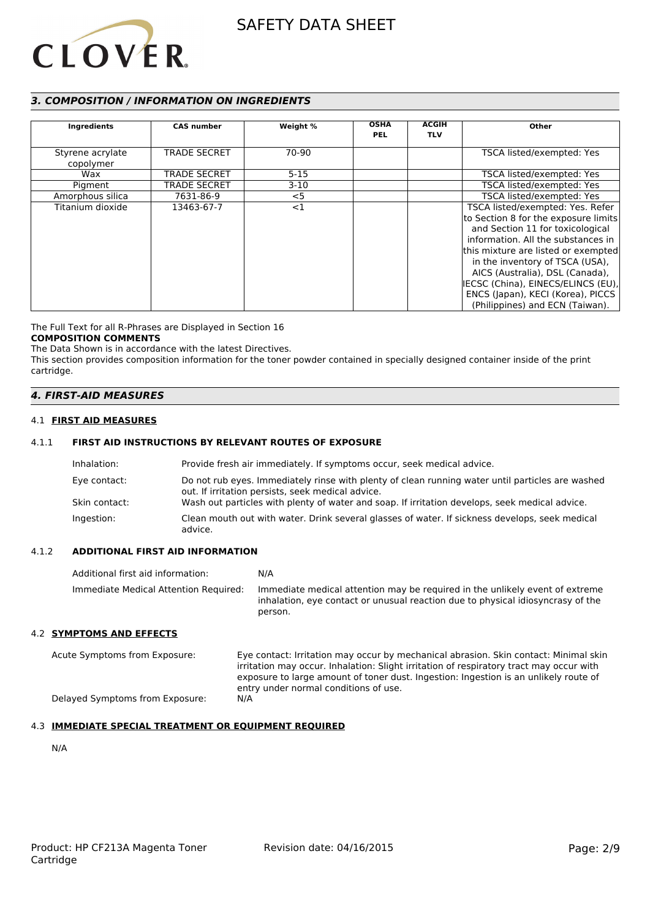## 3. COMPOSITION / INFORMATION ON INGREDIENTS

| Ingredients | CAS number | Weight % | OSHA PEL | ACGIH TLV | Other |
|---|---|---|---|---|---|
| Styrene acrylate copolymer | TRADE SECRET | 70-90 | | | TSCA listed/exempted: Yes |
| Wax | TRADE SECRET | 5-15 | | | TSCA listed/exempted: Yes |
| Pigment | TRADE SECRET | 3-10 | | | TSCA listed/exempted: Yes |
| Amorphous silica | 7631-86-9 | <5 | | | TSCA listed/exempted: Yes |
| Titanium dioxide | 13463-67-7 | <1 | | | TSCA listed/exempted: Yes. Refer to Section 8 for the exposure limits and Section 11 for toxicological information. All the substances in this mixture are listed or exempted in the inventory of TSCA (USA), AICS (Australia), DSL (Canada), IECSC (China), EINECS/ELINCS (EU), ENCS (Japan), KECI (Korea), PICCS (Philippines) and ECN (Taiwan). |

The Full Text for all R-Phrases are Displayed in Section 16

**COMPOSITION COMMENTS**

The Data Shown is in accordance with the latest Directives.

This section provides composition information for the toner powder contained in specially designed container inside of the print cartridge.

## 4. FIRST-AID MEASURES

### 4.1 FIRST AID MEASURES

#### 4.1.1 FIRST AID INSTRUCTIONS BY RELEVANT ROUTES OF EXPOSURE

Inhalation: Provide fresh air immediately. If symptoms occur, seek medical advice.

Eye contact: Do not rub eyes. Immediately rinse with plenty of clean running water until particles are washed out. If irritation persists, seek medical advice.

Skin contact: Wash out particles with plenty of water and soap. If irritation develops, seek medical advice.

Ingestion: Clean mouth out with water. Drink several glasses of water. If sickness develops, seek medical advice.

#### 4.1.2 ADDITIONAL FIRST AID INFORMATION

Additional first aid information: N/A

Immediate Medical Attention Required: Immediate medical attention may be required in the unlikely event of extreme inhalation, eye contact or unusual reaction due to physical idiosyncrasy of the person.

### 4.2 SYMPTOMS AND EFFECTS

Acute Symptoms from Exposure: Eye contact: Irritation may occur by mechanical abrasion. Skin contact: Minimal skin irritation may occur. Inhalation: Slight irritation of respiratory tract may occur with exposure to large amount of toner dust. Ingestion: Ingestion is an unlikely route of entry under normal conditions of use.

Delayed Symptoms from Exposure: N/A

### 4.3 IMMEDIATE SPECIAL TREATMENT OR EQUIPMENT REQUIRED

N/A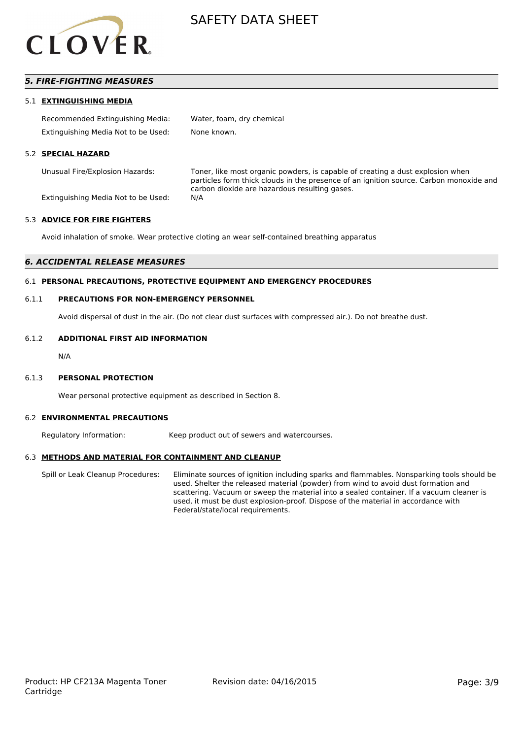## 5. FIRE-FIGHTING MEASURES

### 5.1 EXTINGUISHING MEDIA

| | |
|---|---|
| Recommended Extinguishing Media: | Water, foam, dry chemical |
| Extinguishing Media Not to be Used: | None known. |

### 5.2 SPECIAL HAZARD

| | |
|---|---|
| Unusual Fire/Explosion Hazards: | Toner, like most organic powders, is capable of creating a dust explosion when particles form thick clouds in the presence of an ignition source. Carbon monoxide and carbon dioxide are hazardous resulting gases. |
| Extinguishing Media Not to be Used: | N/A |

### 5.3 ADVICE FOR FIRE FIGHTERS

Avoid inhalation of smoke. Wear protective cloting an wear self-contained breathing apparatus

## 6. ACCIDENTAL RELEASE MEASURES

### 6.1 PERSONAL PRECAUTIONS, PROTECTIVE EQUIPMENT AND EMERGENCY PROCEDURES

#### 6.1.1 PRECAUTIONS FOR NON-EMERGENCY PERSONNEL

Avoid dispersal of dust in the air. (Do not clear dust surfaces with compressed air.). Do not breathe dust.

#### 6.1.2 ADDITIONAL FIRST AID INFORMATION

N/A

#### 6.1.3 PERSONAL PROTECTION

Wear personal protective equipment as described in Section 8.

### 6.2 ENVIRONMENTAL PRECAUTIONS

| | |
|---|---|
| Regulatory Information: | Keep product out of sewers and watercourses. |

### 6.3 METHODS AND MATERIAL FOR CONTAINMENT AND CLEANUP

| | |
|---|---|
| Spill or Leak Cleanup Procedures: | Eliminate sources of ignition including sparks and flammables. Nonsparking tools should be used. Shelter the released material (powder) from wind to avoid dust formation and scattering. Vacuum or sweep the material into a sealed container. If a vacuum cleaner is used, it must be dust explosion-proof. Dispose of the material in accordance with Federal/state/local requirements. |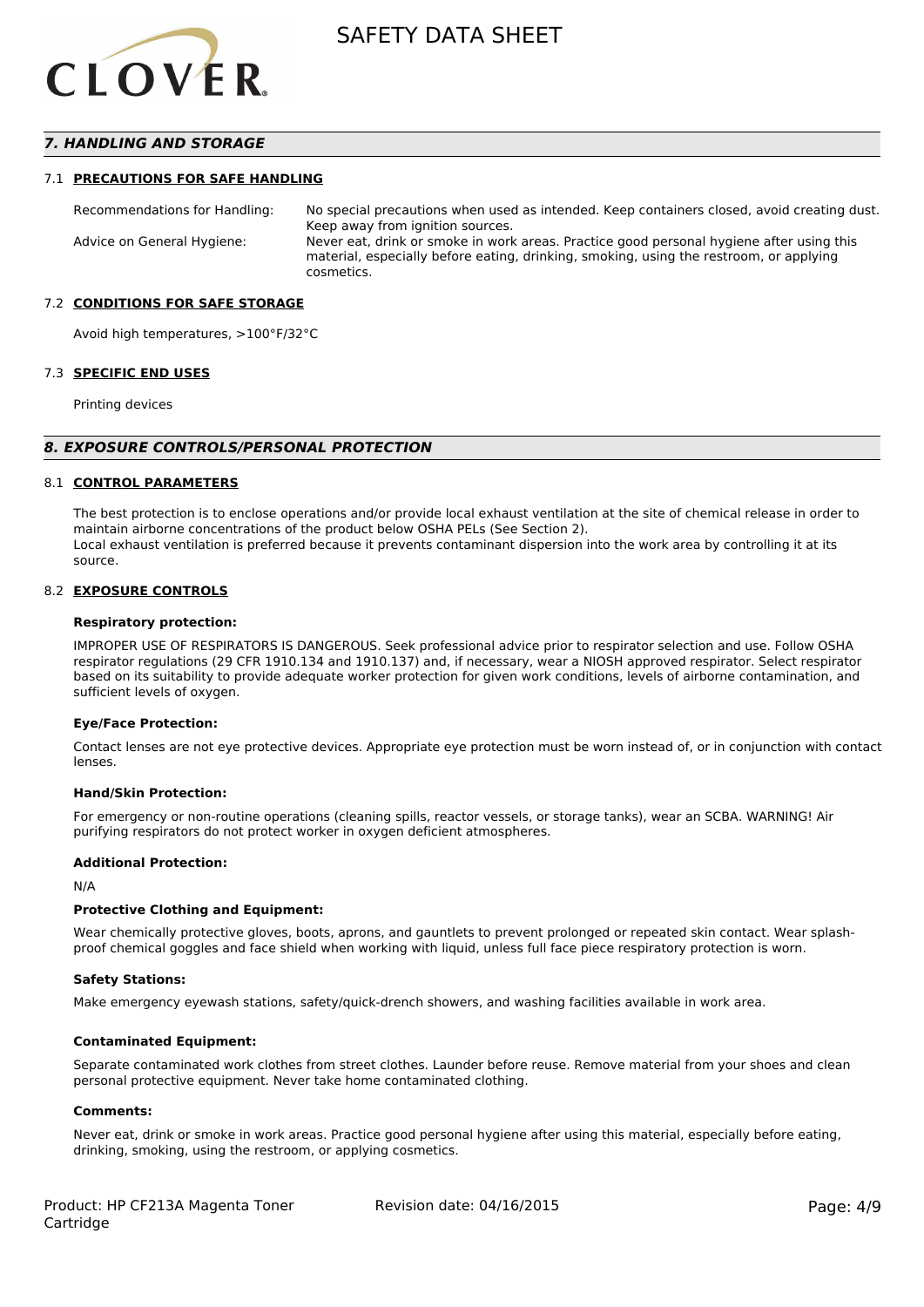## 7. HANDLING AND STORAGE

### 7.1 PRECAUTIONS FOR SAFE HANDLING

| | |
|---|---|
| Recommendations for Handling: | No special precautions when used as intended. Keep containers closed, avoid creating dust. Keep away from ignition sources. |
| Advice on General Hygiene: | Never eat, drink or smoke in work areas. Practice good personal hygiene after using this material, especially before eating, drinking, smoking, using the restroom, or applying cosmetics. |

### 7.2 CONDITIONS FOR SAFE STORAGE

Avoid high temperatures, >100°F/32°C

### 7.3 SPECIFIC END USES

Printing devices

## 8. EXPOSURE CONTROLS/PERSONAL PROTECTION

### 8.1 CONTROL PARAMETERS

The best protection is to enclose operations and/or provide local exhaust ventilation at the site of chemical release in order to maintain airborne concentrations of the product below OSHA PELs (See Section 2).
Local exhaust ventilation is preferred because it prevents contaminant dispersion into the work area by controlling it at its source.

### 8.2 EXPOSURE CONTROLS

**Respiratory protection:**

IMPROPER USE OF RESPIRATORS IS DANGEROUS. Seek professional advice prior to respirator selection and use. Follow OSHA respirator regulations (29 CFR 1910.134 and 1910.137) and, if necessary, wear a NIOSH approved respirator. Select respirator based on its suitability to provide adequate worker protection for given work conditions, levels of airborne contamination, and sufficient levels of oxygen.

**Eye/Face Protection:**

Contact lenses are not eye protective devices. Appropriate eye protection must be worn instead of, or in conjunction with contact lenses.

**Hand/Skin Protection:**

For emergency or non-routine operations (cleaning spills, reactor vessels, or storage tanks), wear an SCBA. WARNING! Air purifying respirators do not protect worker in oxygen deficient atmospheres.

**Additional Protection:**

N/A

**Protective Clothing and Equipment:**

Wear chemically protective gloves, boots, aprons, and gauntlets to prevent prolonged or repeated skin contact. Wear splash-proof chemical goggles and face shield when working with liquid, unless full face piece respiratory protection is worn.

**Safety Stations:**

Make emergency eyewash stations, safety/quick-drench showers, and washing facilities available in work area.

**Contaminated Equipment:**

Separate contaminated work clothes from street clothes. Launder before reuse. Remove material from your shoes and clean personal protective equipment. Never take home contaminated clothing.

**Comments:**

Never eat, drink or smoke in work areas. Practice good personal hygiene after using this material, especially before eating, drinking, smoking, using the restroom, or applying cosmetics.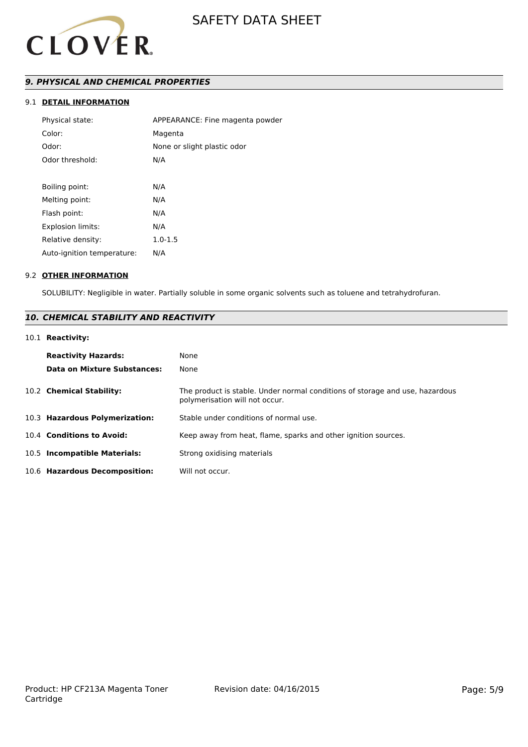## *9. PHYSICAL AND CHEMICAL PROPERTIES*

### 9.1 DETAIL INFORMATION

| | |
|---|---|
| Physical state: | APPEARANCE: Fine magenta powder |
| Color: | Magenta |
| Odor: | None or slight plastic odor |
| Odor threshold: | N/A |
| Boiling point: | N/A |
| Melting point: | N/A |
| Flash point: | N/A |
| Explosion limits: | N/A |
| Relative density: | 1.0-1.5 |
| Auto-ignition temperature: | N/A |

### 9.2 OTHER INFORMATION

SOLUBILITY: Negligible in water. Partially soluble in some organic solvents such as toluene and tetrahydrofuran.

## *10. CHEMICAL STABILITY AND REACTIVITY*

### 10.1 Reactivity:

| | |
|---|---|
| **Reactivity Hazards:** | None |
| **Data on Mixture Substances:** | None |

**10.2 Chemical Stability:** The product is stable. Under normal conditions of storage and use, hazardous polymerisation will not occur.

**10.3 Hazardous Polymerization:** Stable under conditions of normal use.

**10.4 Conditions to Avoid:** Keep away from heat, flame, sparks and other ignition sources.

**10.5 Incompatible Materials:** Strong oxidising materials

**10.6 Hazardous Decomposition:** Will not occur.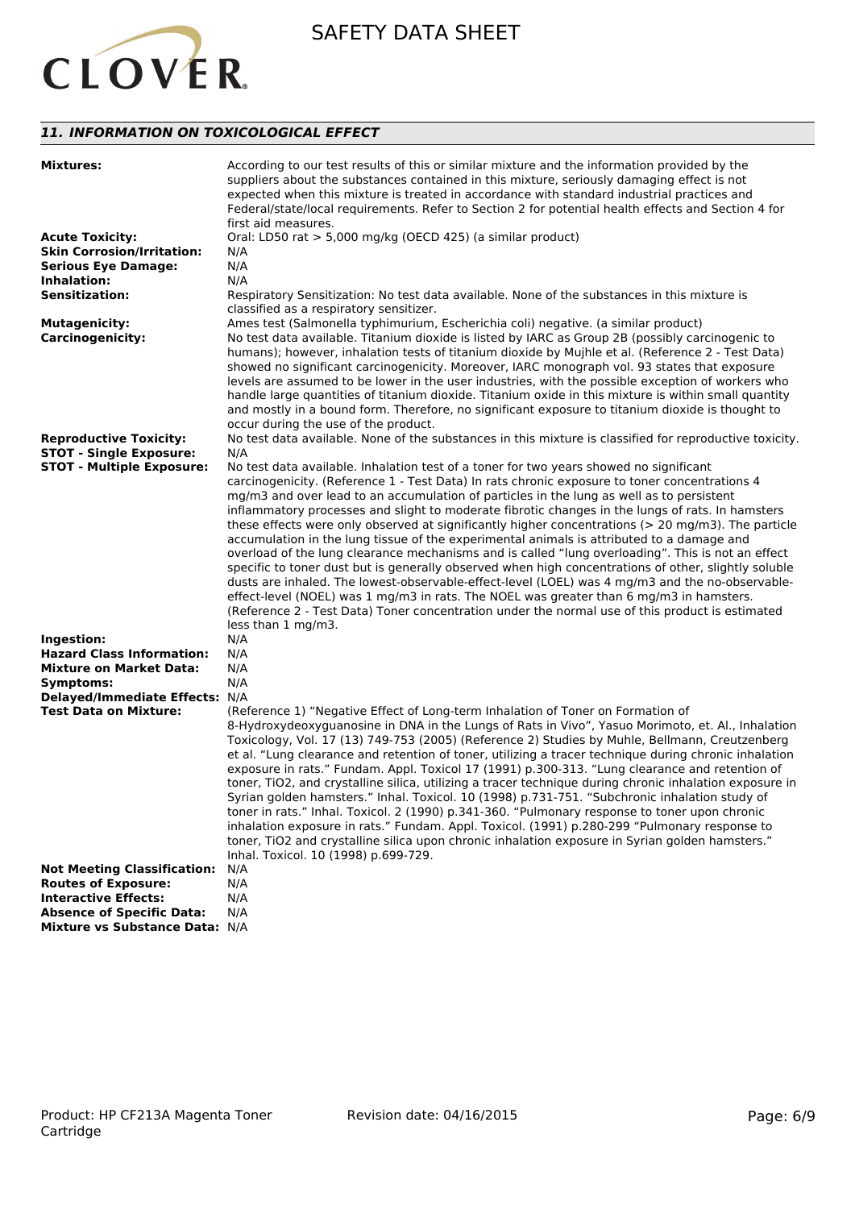## *11. INFORMATION ON TOXICOLOGICAL EFFECT*

**Mixtures:** According to our test results of this or similar mixture and the information provided by the suppliers about the substances contained in this mixture, seriously damaging effect is not expected when this mixture is treated in accordance with standard industrial practices and Federal/state/local requirements. Refer to Section 2 for potential health effects and Section 4 for first aid measures.

**Acute Toxicity:** Oral: LD50 rat > 5,000 mg/kg (OECD 425) (a similar product)

**Skin Corrosion/Irritation:** N/A

**Serious Eye Damage:** N/A

**Inhalation:** N/A

**Sensitization:** Respiratory Sensitization: No test data available. None of the substances in this mixture is classified as a respiratory sensitizer.

**Mutagenicity:** Ames test (Salmonella typhimurium, Escherichia coli) negative. (a similar product)

**Carcinogenicity:** No test data available. Titanium dioxide is listed by IARC as Group 2B (possibly carcinogenic to humans); however, inhalation tests of titanium dioxide by Mujhle et al. (Reference 2 - Test Data) showed no significant carcinogenicity. Moreover, IARC monograph vol. 93 states that exposure levels are assumed to be lower in the user industries, with the possible exception of workers who handle large quantities of titanium dioxide. Titanium oxide in this mixture is within small quantity and mostly in a bound form. Therefore, no significant exposure to titanium dioxide is thought to occur during the use of the product.

**Reproductive Toxicity:** No test data available. None of the substances in this mixture is classified for reproductive toxicity.

**STOT - Single Exposure:** N/A

**STOT - Multiple Exposure:** No test data available. Inhalation test of a toner for two years showed no significant carcinogenicity. (Reference 1 - Test Data) In rats chronic exposure to toner concentrations 4 mg/m3 and over lead to an accumulation of particles in the lung as well as to persistent inflammatory processes and slight to moderate fibrotic changes in the lungs of rats. In hamsters these effects were only observed at significantly higher concentrations (> 20 mg/m3). The particle accumulation in the lung tissue of the experimental animals is attributed to a damage and overload of the lung clearance mechanisms and is called "lung overloading". This is not an effect specific to toner dust but is generally observed when high concentrations of other, slightly soluble dusts are inhaled. The lowest-observable-effect-level (LOEL) was 4 mg/m3 and the no-observable-effect-level (NOEL) was 1 mg/m3 in rats. The NOEL was greater than 6 mg/m3 in hamsters. (Reference 2 - Test Data) Toner concentration under the normal use of this product is estimated less than 1 mg/m3.

**Ingestion:** N/A

**Hazard Class Information:** N/A

**Mixture on Market Data:** N/A

**Symptoms:** N/A

**Delayed/Immediate Effects:** N/A

**Test Data on Mixture:** (Reference 1) "Negative Effect of Long-term Inhalation of Toner on Formation of 8-Hydroxydeoxyguanosine in DNA in the Lungs of Rats in Vivo", Yasuo Morimoto, et. Al., Inhalation Toxicology, Vol. 17 (13) 749-753 (2005) (Reference 2) Studies by Muhle, Bellmann, Creutzenberg et al. "Lung clearance and retention of toner, utilizing a tracer technique during chronic inhalation exposure in rats." Fundam. Appl. Toxicol 17 (1991) p.300-313. "Lung clearance and retention of toner, TiO2, and crystalline silica, utilizing a tracer technique during chronic inhalation exposure in Syrian golden hamsters." Inhal. Toxicol. 10 (1998) p.731-751. "Subchronic inhalation study of toner in rats." Inhal. Toxicol. 2 (1990) p.341-360. "Pulmonary response to toner upon chronic inhalation exposure in rats." Fundam. Appl. Toxicol. (1991) p.280-299 "Pulmonary response to toner, TiO2 and crystalline silica upon chronic inhalation exposure in Syrian golden hamsters." Inhal. Toxicol. 10 (1998) p.699-729.

**Not Meeting Classification:** N/A

**Routes of Exposure:** N/A

**Interactive Effects:** N/A

**Absence of Specific Data:** N/A

**Mixture vs Substance Data:** N/A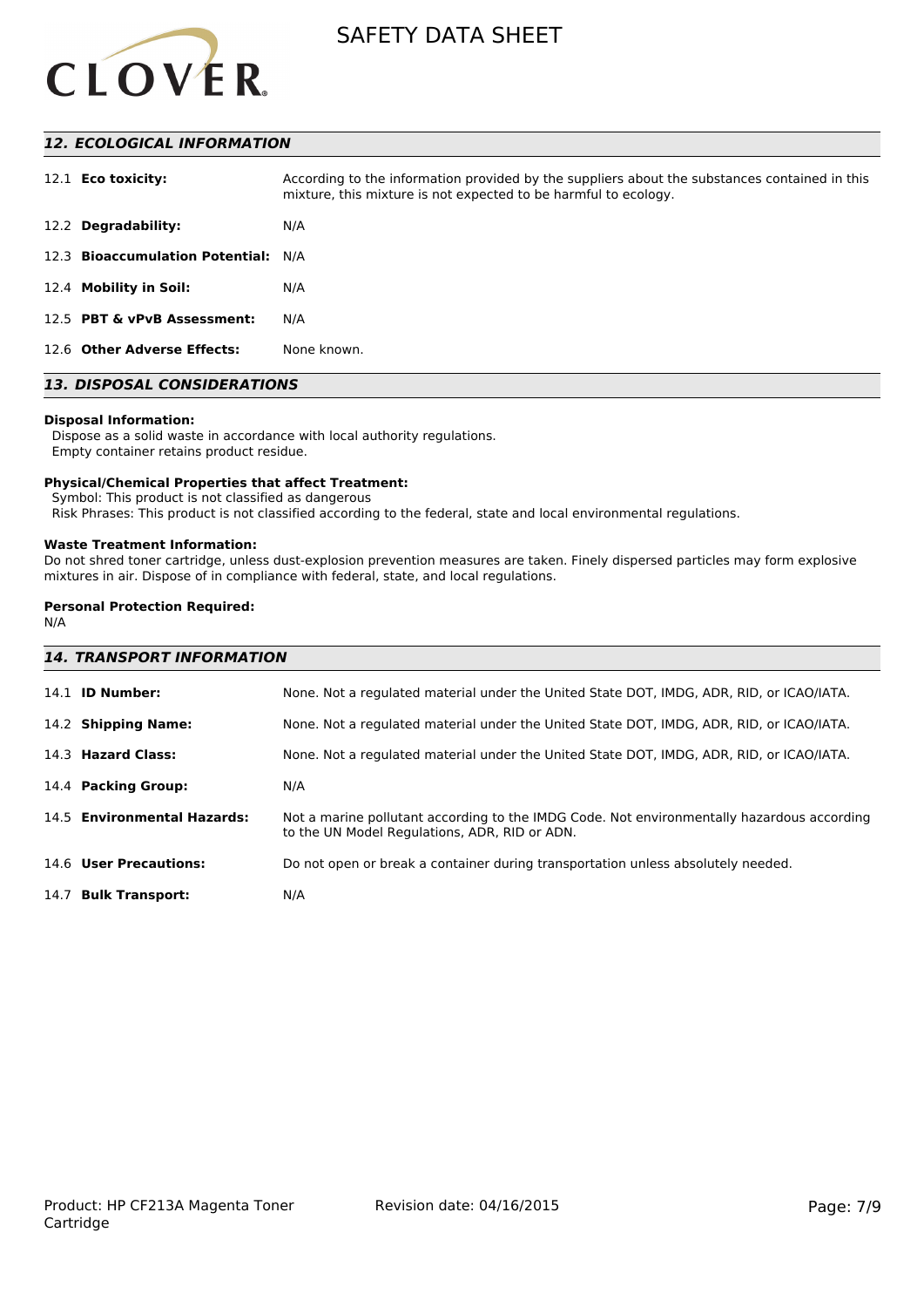## 12. ECOLOGICAL INFORMATION

| | |
|---|---|
| 12.1 **Eco toxicity:** | According to the information provided by the suppliers about the substances contained in this mixture, this mixture is not expected to be harmful to ecology. |
| 12.2 **Degradability:** | N/A |
| 12.3 **Bioaccumulation Potential:** | N/A |
| 12.4 **Mobility in Soil:** | N/A |
| 12.5 **PBT & vPvB Assessment:** | N/A |
| 12.6 **Other Adverse Effects:** | None known. |

## 13. DISPOSAL CONSIDERATIONS

**Disposal Information:**
Dispose as a solid waste in accordance with local authority regulations.
Empty container retains product residue.

**Physical/Chemical Properties that affect Treatment:**
Symbol: This product is not classified as dangerous
Risk Phrases: This product is not classified according to the federal, state and local environmental regulations.

**Waste Treatment Information:**
Do not shred toner cartridge, unless dust-explosion prevention measures are taken. Finely dispersed particles may form explosive mixtures in air. Dispose of in compliance with federal, state, and local regulations.

**Personal Protection Required:**
N/A

## 14. TRANSPORT INFORMATION

| | |
|---|---|
| 14.1 **ID Number:** | None. Not a regulated material under the United State DOT, IMDG, ADR, RID, or ICAO/IATA. |
| 14.2 **Shipping Name:** | None. Not a regulated material under the United State DOT, IMDG, ADR, RID, or ICAO/IATA. |
| 14.3 **Hazard Class:** | None. Not a regulated material under the United State DOT, IMDG, ADR, RID, or ICAO/IATA. |
| 14.4 **Packing Group:** | N/A |
| 14.5 **Environmental Hazards:** | Not a marine pollutant according to the IMDG Code. Not environmentally hazardous according to the UN Model Regulations, ADR, RID or ADN. |
| 14.6 **User Precautions:** | Do not open or break a container during transportation unless absolutely needed. |
| 14.7 **Bulk Transport:** | N/A |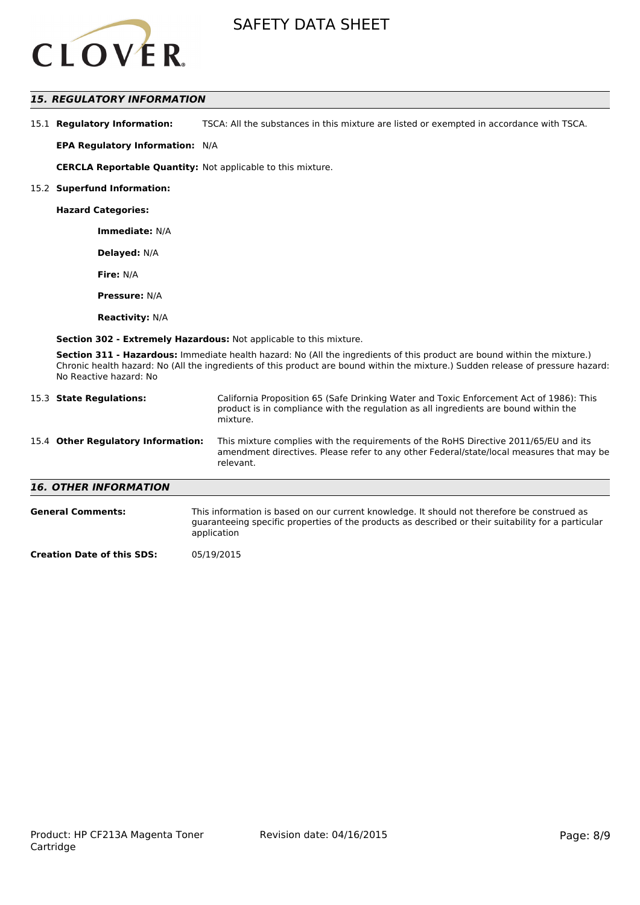## 15. REGULATORY INFORMATION

15.1 **Regulatory Information:** TSCA: All the substances in this mixture are listed or exempted in accordance with TSCA.

**EPA Regulatory Information:** N/A

**CERCLA Reportable Quantity:** Not applicable to this mixture.

15.2 **Superfund Information:**

**Hazard Categories:**

**Immediate:** N/A

**Delayed:** N/A

**Fire:** N/A

**Pressure:** N/A

**Reactivity:** N/A

**Section 302 - Extremely Hazardous:** Not applicable to this mixture.

**Section 311 - Hazardous:** Immediate health hazard: No (All the ingredients of this product are bound within the mixture.) Chronic health hazard: No (All the ingredients of this product are bound within the mixture.) Sudden release of pressure hazard: No Reactive hazard: No

15.3 **State Regulations:** California Proposition 65 (Safe Drinking Water and Toxic Enforcement Act of 1986): This product is in compliance with the regulation as all ingredients are bound within the mixture.

15.4 **Other Regulatory Information:** This mixture complies with the requirements of the RoHS Directive 2011/65/EU and its amendment directives. Please refer to any other Federal/state/local measures that may be relevant.

## 16. OTHER INFORMATION

**General Comments:** This information is based on our current knowledge. It should not therefore be construed as guaranteeing specific properties of the products as described or their suitability for a particular application

**Creation Date of this SDS:** 05/19/2015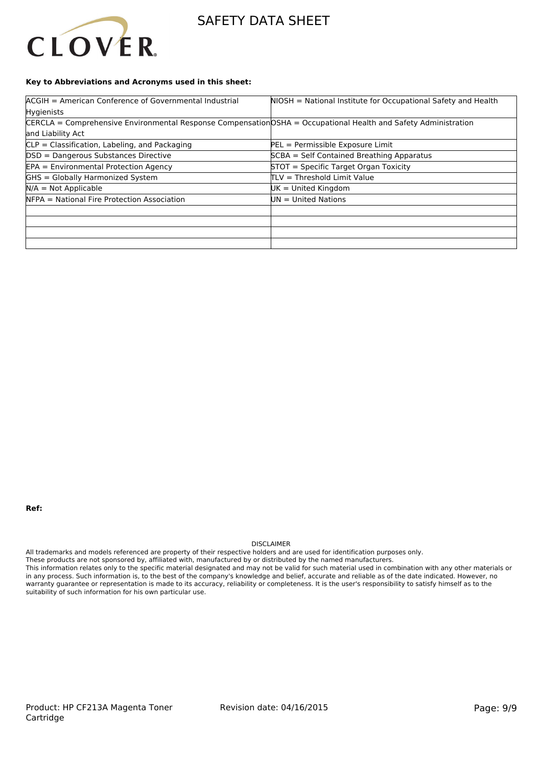**Key to Abbreviations and Acronyms used in this sheet:**

| | |
|---|---|
| ACGIH = American Conference of Governmental Industrial Hygienists | NIOSH = National Institute for Occupational Safety and Health |
| CERCLA = Comprehensive Environmental Response Compensation and Liability Act | OSHA = Occupational Health and Safety Administration |
| CLP = Classification, Labeling, and Packaging | PEL = Permissible Exposure Limit |
| DSD = Dangerous Substances Directive | SCBA = Self Contained Breathing Apparatus |
| EPA = Environmental Protection Agency | STOT = Specific Target Organ Toxicity |
| GHS = Globally Harmonized System | TLV = Threshold Limit Value |
| N/A = Not Applicable | UK = United Kingdom |
| NFPA = National Fire Protection Association | UN = United Nations |
| | |
| | |
| | |
| | |

**Ref:**

DISCLAIMER

All trademarks and models referenced are property of their respective holders and are used for identification purposes only.
These products are not sponsored by, affiliated with, manufactured by or distributed by the named manufacturers.
This information relates only to the specific material designated and may not be valid for such material used in combination with any other materials or in any process. Such information is, to the best of the company's knowledge and belief, accurate and reliable as of the date indicated. However, no warranty guarantee or representation is made to its accuracy, reliability or completeness. It is the user's responsibility to satisfy himself as to the suitability of such information for his own particular use.